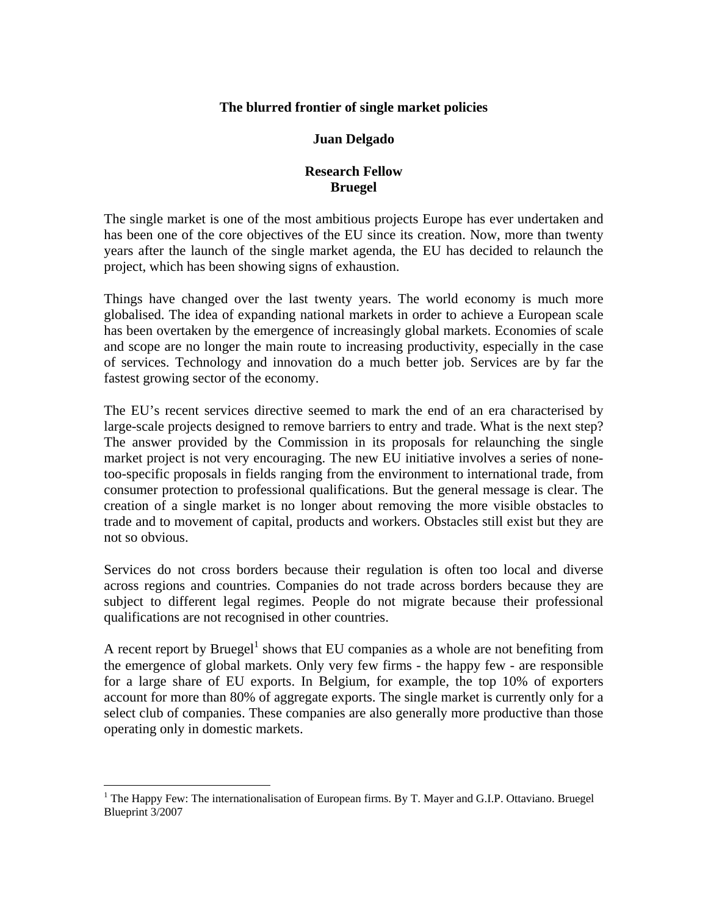# The blurred frontier of single market policies

**Juan Delgado**

**Research Fellow**
**Bruegel**

The single market is one of the most ambitious projects Europe has ever undertaken and has been one of the core objectives of the EU since its creation. Now, more than twenty years after the launch of the single market agenda, the EU has decided to relaunch the project, which has been showing signs of exhaustion.

Things have changed over the last twenty years. The world economy is much more globalised. The idea of expanding national markets in order to achieve a European scale has been overtaken by the emergence of increasingly global markets. Economies of scale and scope are no longer the main route to increasing productivity, especially in the case of services. Technology and innovation do a much better job. Services are by far the fastest growing sector of the economy.

The EU's recent services directive seemed to mark the end of an era characterised by large-scale projects designed to remove barriers to entry and trade. What is the next step? The answer provided by the Commission in its proposals for relaunching the single market project is not very encouraging. The new EU initiative involves a series of none-too-specific proposals in fields ranging from the environment to international trade, from consumer protection to professional qualifications. But the general message is clear. The creation of a single market is no longer about removing the more visible obstacles to trade and to movement of capital, products and workers. Obstacles still exist but they are not so obvious.

Services do not cross borders because their regulation is often too local and diverse across regions and countries. Companies do not trade across borders because they are subject to different legal regimes. People do not migrate because their professional qualifications are not recognised in other countries.

A recent report by Bruegel[1] shows that EU companies as a whole are not benefiting from the emergence of global markets. Only very few firms - the happy few - are responsible for a large share of EU exports. In Belgium, for example, the top 10% of exporters account for more than 80% of aggregate exports. The single market is currently only for a select club of companies. These companies are also generally more productive than those operating only in domestic markets.

---

[1] The Happy Few: The internationalisation of European firms. By T. Mayer and G.I.P. Ottaviano. Bruegel Blueprint 3/2007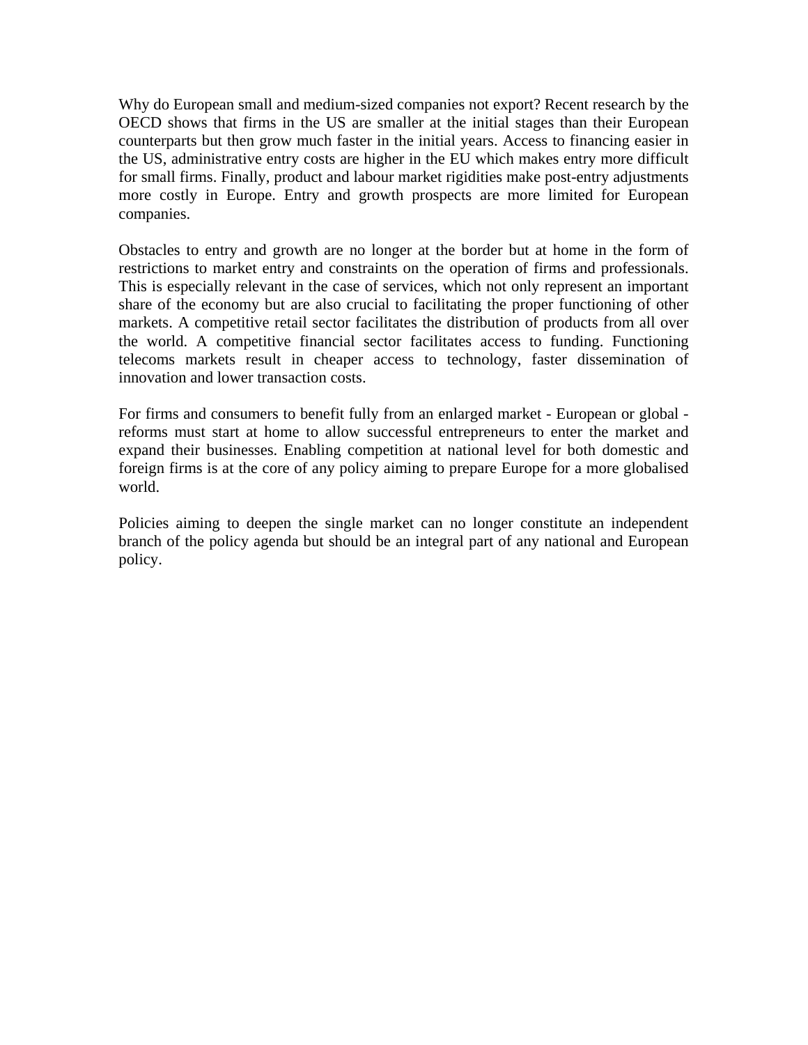Why do European small and medium-sized companies not export? Recent research by the OECD shows that firms in the US are smaller at the initial stages than their European counterparts but then grow much faster in the initial years. Access to financing easier in the US, administrative entry costs are higher in the EU which makes entry more difficult for small firms. Finally, product and labour market rigidities make post-entry adjustments more costly in Europe. Entry and growth prospects are more limited for European companies.

Obstacles to entry and growth are no longer at the border but at home in the form of restrictions to market entry and constraints on the operation of firms and professionals. This is especially relevant in the case of services, which not only represent an important share of the economy but are also crucial to facilitating the proper functioning of other markets. A competitive retail sector facilitates the distribution of products from all over the world. A competitive financial sector facilitates access to funding. Functioning telecoms markets result in cheaper access to technology, faster dissemination of innovation and lower transaction costs.

For firms and consumers to benefit fully from an enlarged market - European or global - reforms must start at home to allow successful entrepreneurs to enter the market and expand their businesses. Enabling competition at national level for both domestic and foreign firms is at the core of any policy aiming to prepare Europe for a more globalised world.

Policies aiming to deepen the single market can no longer constitute an independent branch of the policy agenda but should be an integral part of any national and European policy.